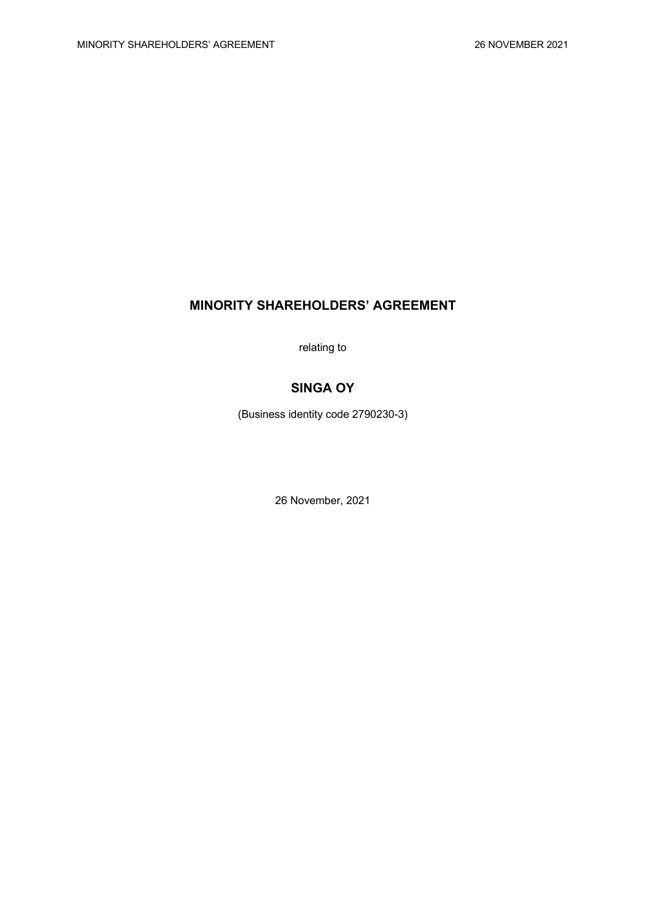# MINORITY SHAREHOLDERS' AGREEMENT

relating to

## SINGA OY

(Business identity code 2790230-3)

26 November, 2021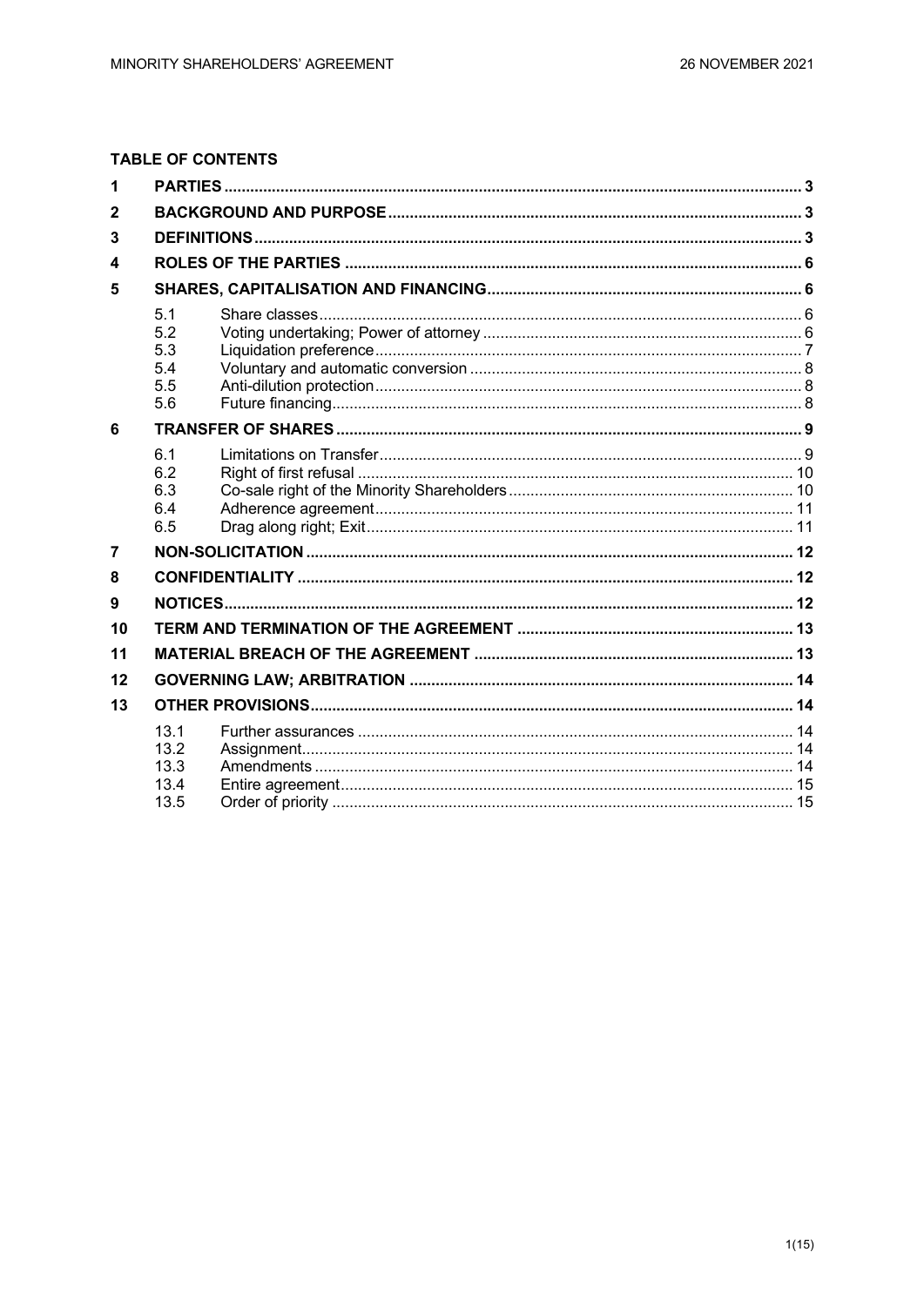**TABLE OF CONTENTS**

| | | | |
|---|---|---|---|
| 1 | **PARTIES** | | 3 |
| 2 | **BACKGROUND AND PURPOSE** | | 3 |
| 3 | **DEFINITIONS** | | 3 |
| 4 | **ROLES OF THE PARTIES** | | 6 |
| 5 | **SHARES, CAPITALISATION AND FINANCING** | | 6 |
| | 5.1 | Share classes | 6 |
| | 5.2 | Voting undertaking; Power of attorney | 6 |
| | 5.3 | Liquidation preference | 7 |
| | 5.4 | Voluntary and automatic conversion | 8 |
| | 5.5 | Anti-dilution protection | 8 |
| | 5.6 | Future financing | 8 |
| 6 | **TRANSFER OF SHARES** | | 9 |
| | 6.1 | Limitations on Transfer | 9 |
| | 6.2 | Right of first refusal | 10 |
| | 6.3 | Co-sale right of the Minority Shareholders | 10 |
| | 6.4 | Adherence agreement | 11 |
| | 6.5 | Drag along right; Exit | 11 |
| 7 | **NON-SOLICITATION** | | 12 |
| 8 | **CONFIDENTIALITY** | | 12 |
| 9 | **NOTICES** | | 12 |
| 10 | **TERM AND TERMINATION OF THE AGREEMENT** | | 13 |
| 11 | **MATERIAL BREACH OF THE AGREEMENT** | | 13 |
| 12 | **GOVERNING LAW; ARBITRATION** | | 14 |
| 13 | **OTHER PROVISIONS** | | 14 |
| | 13.1 | Further assurances | 14 |
| | 13.2 | Assignment | 14 |
| | 13.3 | Amendments | 14 |
| | 13.4 | Entire agreement | 15 |
| | 13.5 | Order of priority | 15 |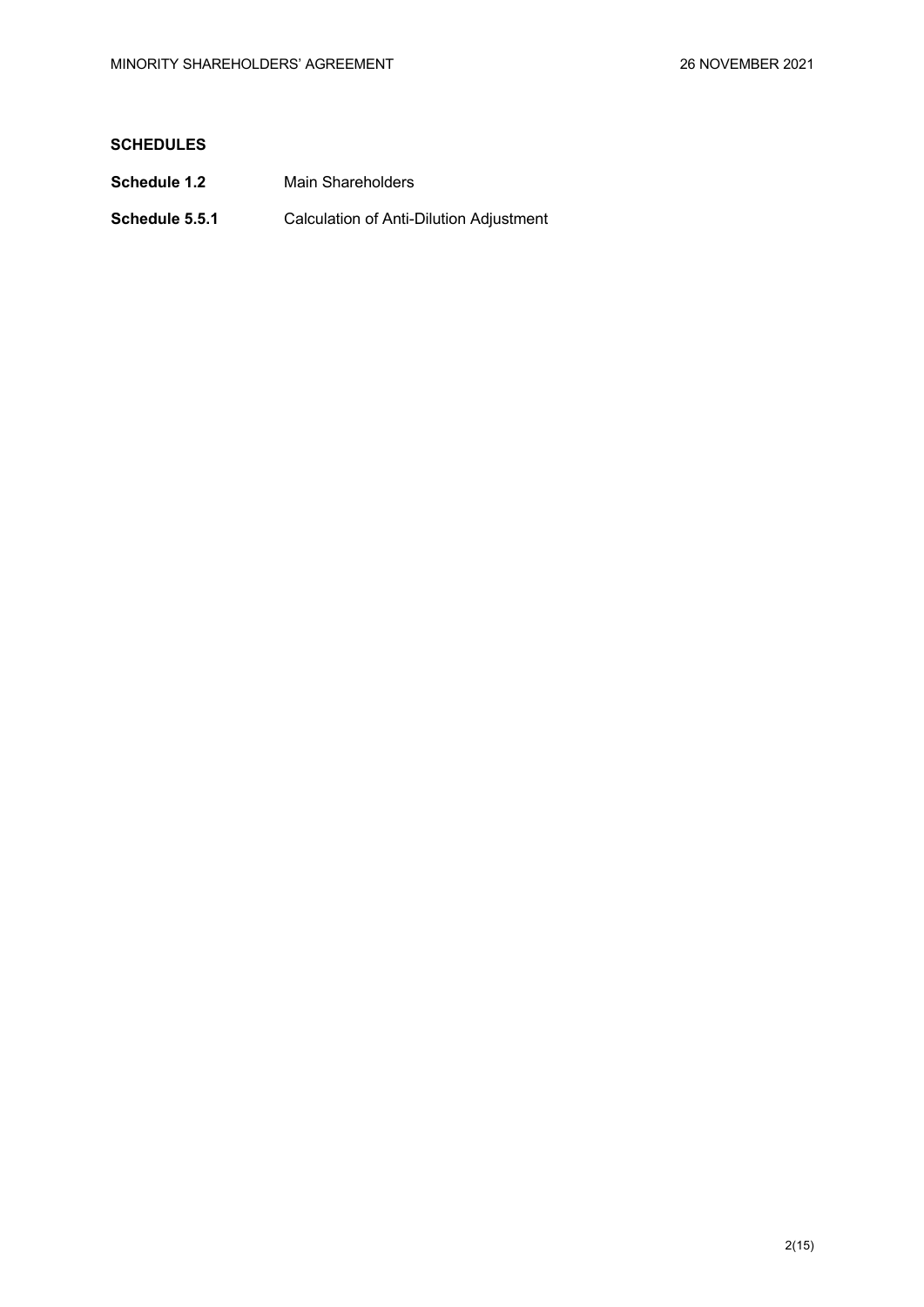**SCHEDULES**

| | |
|---|---|
| **Schedule 1.2** | Main Shareholders |
| **Schedule 5.5.1** | Calculation of Anti-Dilution Adjustment |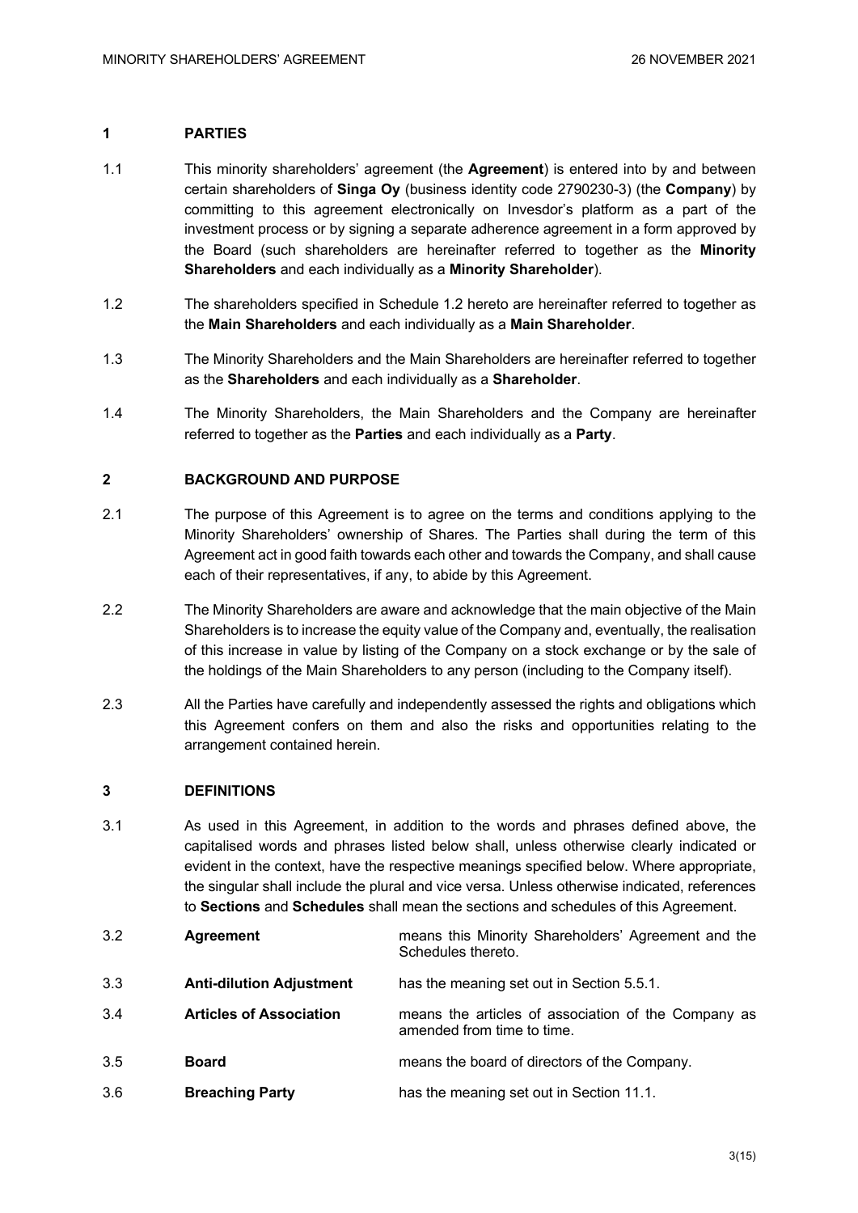## 1 PARTIES

1.1 This minority shareholders' agreement (the **Agreement**) is entered into by and between certain shareholders of **Singa Oy** (business identity code 2790230-3) (the **Company**) by committing to this agreement electronically on Invesdor's platform as a part of the investment process or by signing a separate adherence agreement in a form approved by the Board (such shareholders are hereinafter referred to together as the **Minority Shareholders** and each individually as a **Minority Shareholder**).

1.2 The shareholders specified in Schedule 1.2 hereto are hereinafter referred to together as the **Main Shareholders** and each individually as a **Main Shareholder**.

1.3 The Minority Shareholders and the Main Shareholders are hereinafter referred to together as the **Shareholders** and each individually as a **Shareholder**.

1.4 The Minority Shareholders, the Main Shareholders and the Company are hereinafter referred to together as the **Parties** and each individually as a **Party**.

## 2 BACKGROUND AND PURPOSE

2.1 The purpose of this Agreement is to agree on the terms and conditions applying to the Minority Shareholders' ownership of Shares. The Parties shall during the term of this Agreement act in good faith towards each other and towards the Company, and shall cause each of their representatives, if any, to abide by this Agreement.

2.2 The Minority Shareholders are aware and acknowledge that the main objective of the Main Shareholders is to increase the equity value of the Company and, eventually, the realisation of this increase in value by listing of the Company on a stock exchange or by the sale of the holdings of the Main Shareholders to any person (including to the Company itself).

2.3 All the Parties have carefully and independently assessed the rights and obligations which this Agreement confers on them and also the risks and opportunities relating to the arrangement contained herein.

## 3 DEFINITIONS

3.1 As used in this Agreement, in addition to the words and phrases defined above, the capitalised words and phrases listed below shall, unless otherwise clearly indicated or evident in the context, have the respective meanings specified below. Where appropriate, the singular shall include the plural and vice versa. Unless otherwise indicated, references to **Sections** and **Schedules** shall mean the sections and schedules of this Agreement.

3.2 **Agreement** means this Minority Shareholders' Agreement and the Schedules thereto.

3.3 **Anti-dilution Adjustment** has the meaning set out in Section 5.5.1.

3.4 **Articles of Association** means the articles of association of the Company as amended from time to time.

3.5 **Board** means the board of directors of the Company.

3.6 **Breaching Party** has the meaning set out in Section 11.1.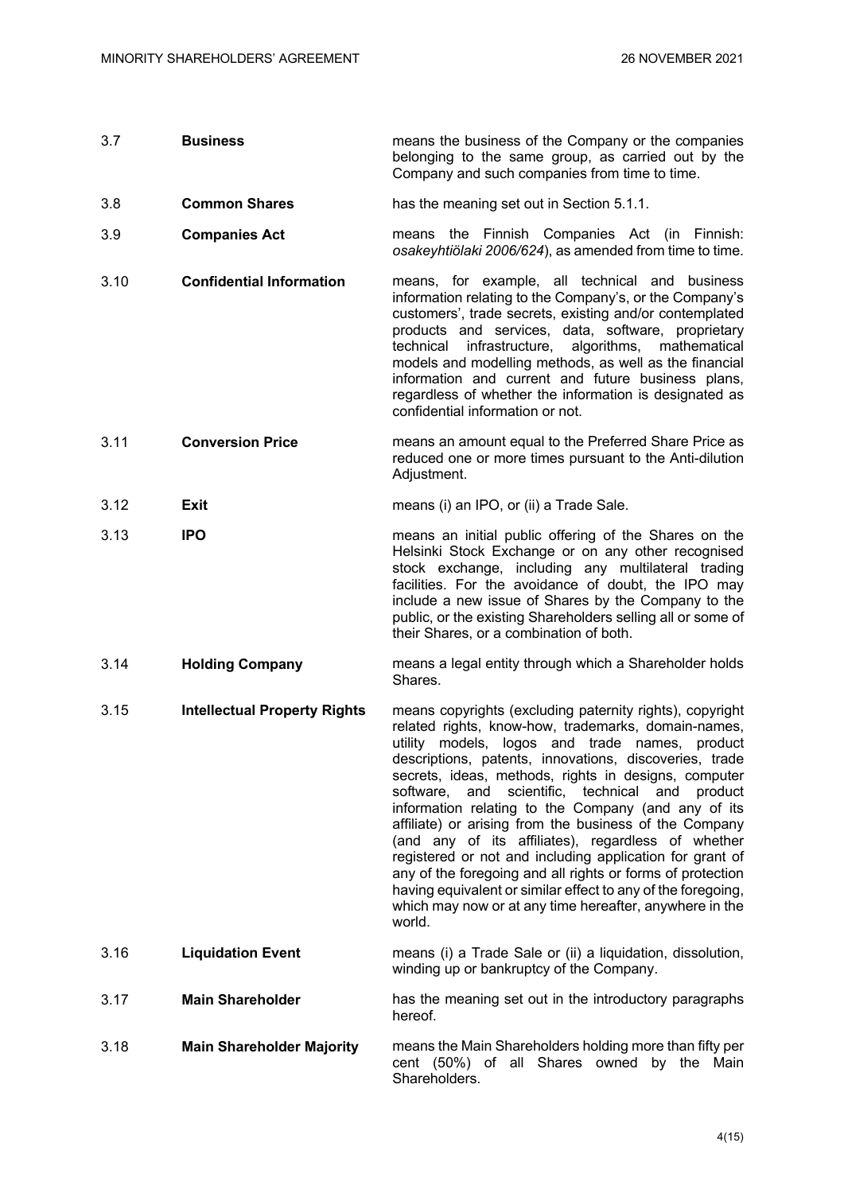| | | |
|---|---|---|
| 3.7 | **Business** | means the business of the Company or the companies belonging to the same group, as carried out by the Company and such companies from time to time. |
| 3.8 | **Common Shares** | has the meaning set out in Section 5.1.1. |
| 3.9 | **Companies Act** | means the Finnish Companies Act (in Finnish: *osakeyhtiölaki 2006/624*), as amended from time to time. |
| 3.10 | **Confidential Information** | means, for example, all technical and business information relating to the Company's, or the Company's customers', trade secrets, existing and/or contemplated products and services, data, software, proprietary technical infrastructure, algorithms, mathematical models and modelling methods, as well as the financial information and current and future business plans, regardless of whether the information is designated as confidential information or not. |
| 3.11 | **Conversion Price** | means an amount equal to the Preferred Share Price as reduced one or more times pursuant to the Anti-dilution Adjustment. |
| 3.12 | **Exit** | means (i) an IPO, or (ii) a Trade Sale. |
| 3.13 | **IPO** | means an initial public offering of the Shares on the Helsinki Stock Exchange or on any other recognised stock exchange, including any multilateral trading facilities. For the avoidance of doubt, the IPO may include a new issue of Shares by the Company to the public, or the existing Shareholders selling all or some of their Shares, or a combination of both. |
| 3.14 | **Holding Company** | means a legal entity through which a Shareholder holds Shares. |
| 3.15 | **Intellectual Property Rights** | means copyrights (excluding paternity rights), copyright related rights, know-how, trademarks, domain-names, utility models, logos and trade names, product descriptions, patents, innovations, discoveries, trade secrets, ideas, methods, rights in designs, computer software, and scientific, technical and product information relating to the Company (and any of its affiliate) or arising from the business of the Company (and any of its affiliates), regardless of whether registered or not and including application for grant of any of the foregoing and all rights or forms of protection having equivalent or similar effect to any of the foregoing, which may now or at any time hereafter, anywhere in the world. |
| 3.16 | **Liquidation Event** | means (i) a Trade Sale or (ii) a liquidation, dissolution, winding up or bankruptcy of the Company. |
| 3.17 | **Main Shareholder** | has the meaning set out in the introductory paragraphs hereof. |
| 3.18 | **Main Shareholder Majority** | means the Main Shareholders holding more than fifty per cent (50%) of all Shares owned by the Main Shareholders. |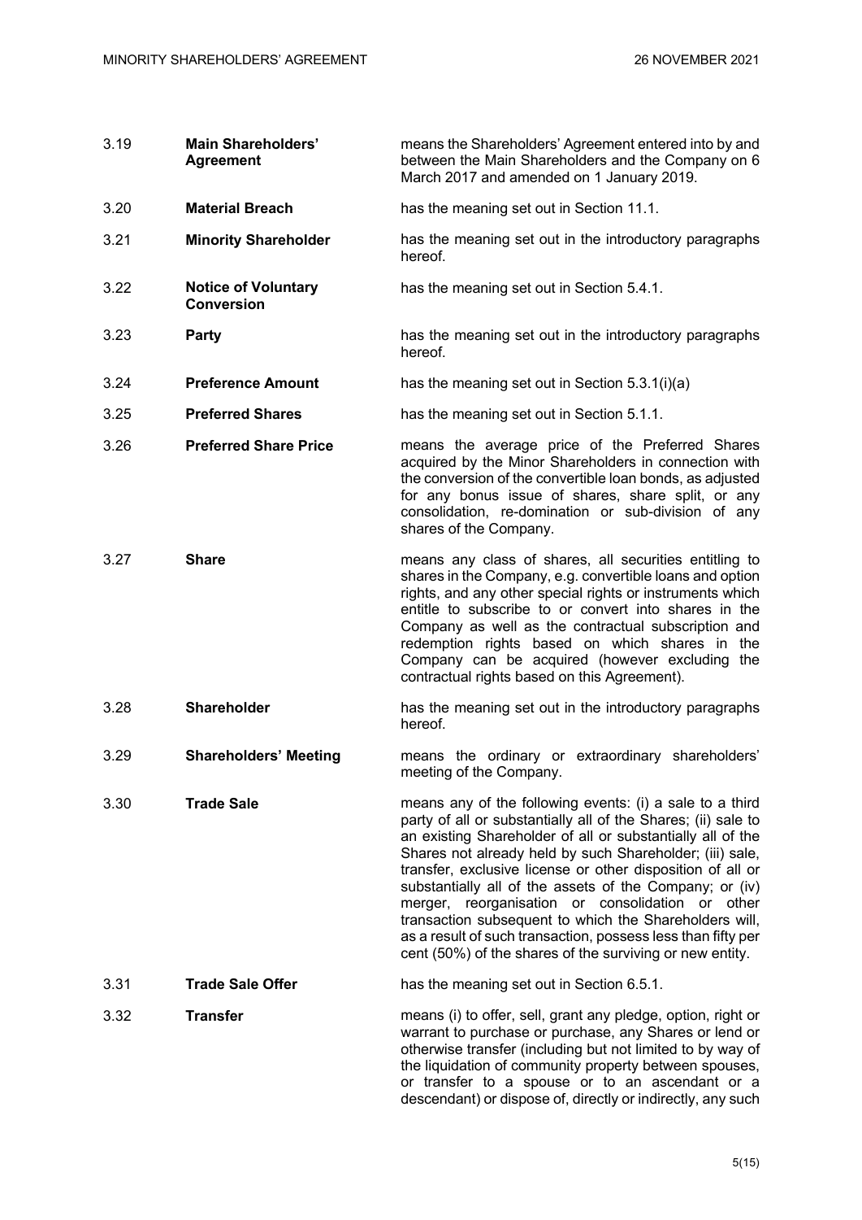| | | |
|---|---|---|
| 3.19 | **Main Shareholders' Agreement** | means the Shareholders' Agreement entered into by and between the Main Shareholders and the Company on 6 March 2017 and amended on 1 January 2019. |
| 3.20 | **Material Breach** | has the meaning set out in Section 11.1. |
| 3.21 | **Minority Shareholder** | has the meaning set out in the introductory paragraphs hereof. |
| 3.22 | **Notice of Voluntary Conversion** | has the meaning set out in Section 5.4.1. |
| 3.23 | **Party** | has the meaning set out in the introductory paragraphs hereof. |
| 3.24 | **Preference Amount** | has the meaning set out in Section 5.3.1(i)(a) |
| 3.25 | **Preferred Shares** | has the meaning set out in Section 5.1.1. |
| 3.26 | **Preferred Share Price** | means the average price of the Preferred Shares acquired by the Minor Shareholders in connection with the conversion of the convertible loan bonds, as adjusted for any bonus issue of shares, share split, or any consolidation, re-domination or sub-division of any shares of the Company. |
| 3.27 | **Share** | means any class of shares, all securities entitling to shares in the Company, e.g. convertible loans and option rights, and any other special rights or instruments which entitle to subscribe to or convert into shares in the Company as well as the contractual subscription and redemption rights based on which shares in the Company can be acquired (however excluding the contractual rights based on this Agreement). |
| 3.28 | **Shareholder** | has the meaning set out in the introductory paragraphs hereof. |
| 3.29 | **Shareholders' Meeting** | means the ordinary or extraordinary shareholders' meeting of the Company. |
| 3.30 | **Trade Sale** | means any of the following events: (i) a sale to a third party of all or substantially all of the Shares; (ii) sale to an existing Shareholder of all or substantially all of the Shares not already held by such Shareholder; (iii) sale, transfer, exclusive license or other disposition of all or substantially all of the assets of the Company; or (iv) merger, reorganisation or consolidation or other transaction subsequent to which the Shareholders will, as a result of such transaction, possess less than fifty per cent (50%) of the shares of the surviving or new entity. |
| 3.31 | **Trade Sale Offer** | has the meaning set out in Section 6.5.1. |
| 3.32 | **Transfer** | means (i) to offer, sell, grant any pledge, option, right or warrant to purchase or purchase, any Shares or lend or otherwise transfer (including but not limited to by way of the liquidation of community property between spouses, or transfer to a spouse or to an ascendant or a descendant) or dispose of, directly or indirectly, any such |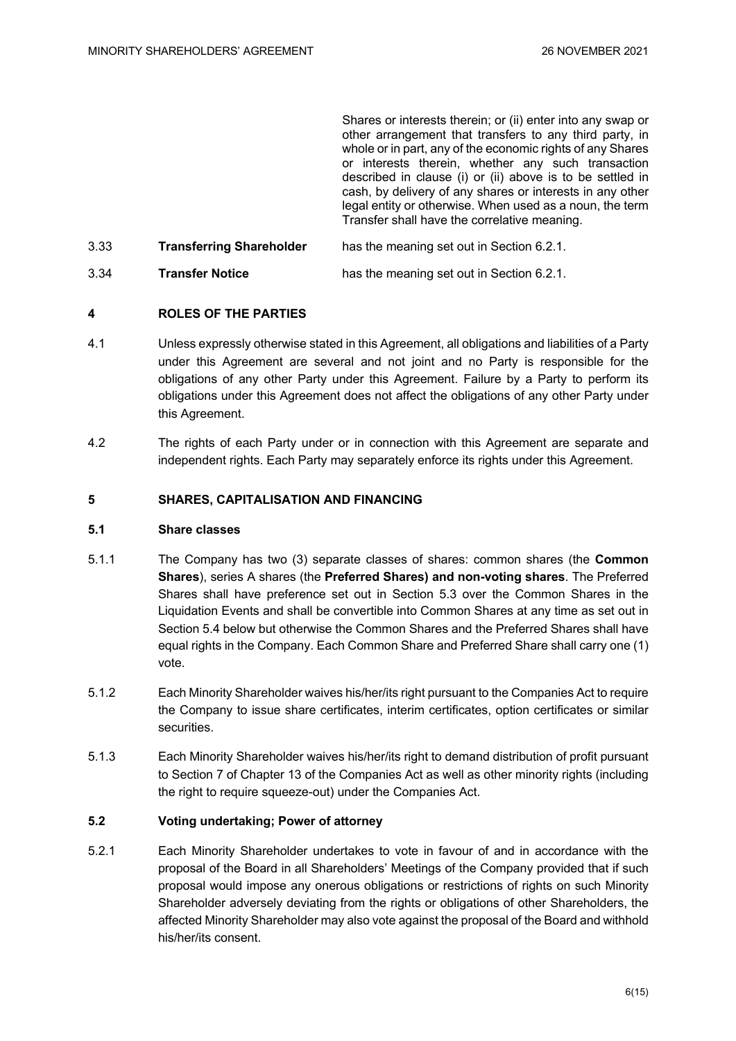Shares or interests therein; or (ii) enter into any swap or other arrangement that transfers to any third party, in whole or in part, any of the economic rights of any Shares or interests therein, whether any such transaction described in clause (i) or (ii) above is to be settled in cash, by delivery of any shares or interests in any other legal entity or otherwise. When used as a noun, the term Transfer shall have the correlative meaning.

3.33 **Transferring Shareholder** has the meaning set out in Section 6.2.1.

3.34 **Transfer Notice** has the meaning set out in Section 6.2.1.

## 4 ROLES OF THE PARTIES

4.1 Unless expressly otherwise stated in this Agreement, all obligations and liabilities of a Party under this Agreement are several and not joint and no Party is responsible for the obligations of any other Party under this Agreement. Failure by a Party to perform its obligations under this Agreement does not affect the obligations of any other Party under this Agreement.

4.2 The rights of each Party under or in connection with this Agreement are separate and independent rights. Each Party may separately enforce its rights under this Agreement.

## 5 SHARES, CAPITALISATION AND FINANCING

### 5.1 Share classes

5.1.1 The Company has two (3) separate classes of shares: common shares (the **Common Shares**), series A shares (the **Preferred Shares) and non-voting shares**. The Preferred Shares shall have preference set out in Section 5.3 over the Common Shares in the Liquidation Events and shall be convertible into Common Shares at any time as set out in Section 5.4 below but otherwise the Common Shares and the Preferred Shares shall have equal rights in the Company. Each Common Share and Preferred Share shall carry one (1) vote.

5.1.2 Each Minority Shareholder waives his/her/its right pursuant to the Companies Act to require the Company to issue share certificates, interim certificates, option certificates or similar securities.

5.1.3 Each Minority Shareholder waives his/her/its right to demand distribution of profit pursuant to Section 7 of Chapter 13 of the Companies Act as well as other minority rights (including the right to require squeeze-out) under the Companies Act.

### 5.2 Voting undertaking; Power of attorney

5.2.1 Each Minority Shareholder undertakes to vote in favour of and in accordance with the proposal of the Board in all Shareholders' Meetings of the Company provided that if such proposal would impose any onerous obligations or restrictions of rights on such Minority Shareholder adversely deviating from the rights or obligations of other Shareholders, the affected Minority Shareholder may also vote against the proposal of the Board and withhold his/her/its consent.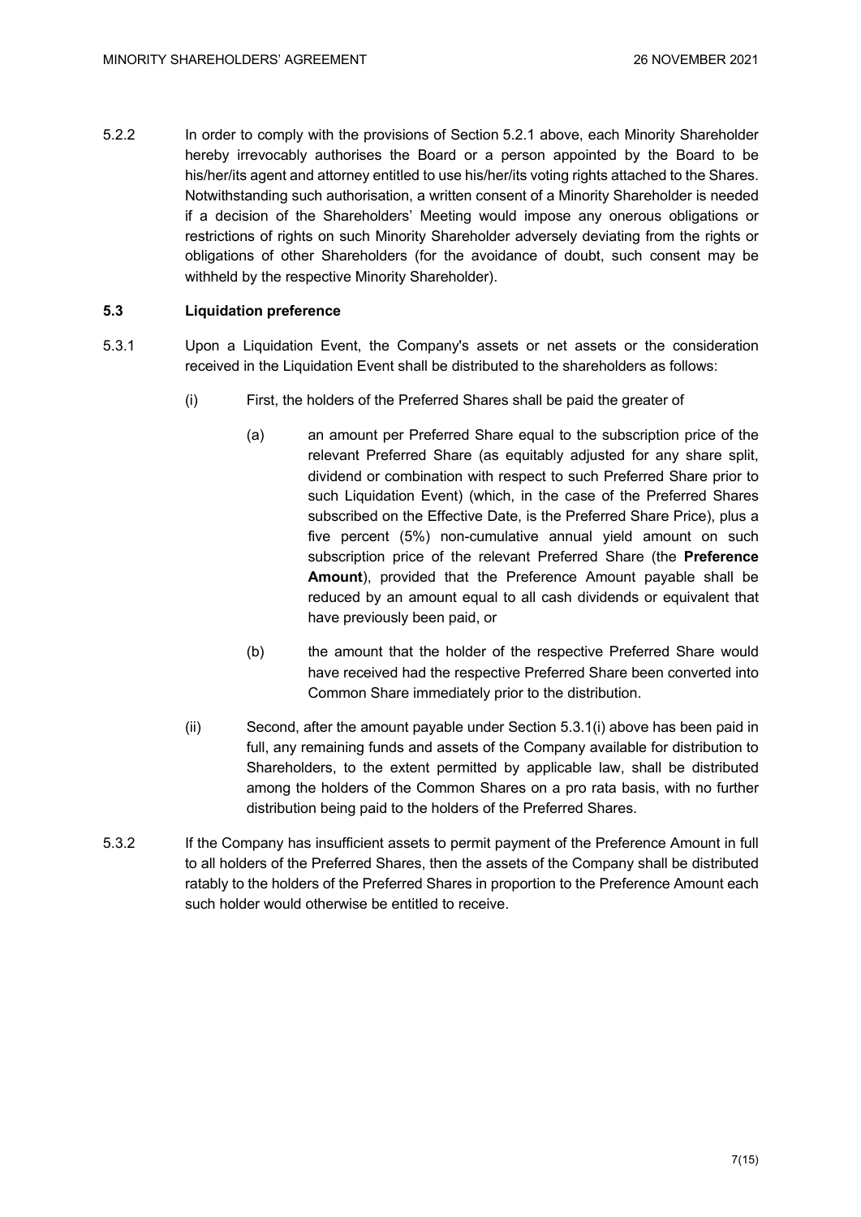5.2.2 In order to comply with the provisions of Section 5.2.1 above, each Minority Shareholder hereby irrevocably authorises the Board or a person appointed by the Board to be his/her/its agent and attorney entitled to use his/her/its voting rights attached to the Shares. Notwithstanding such authorisation, a written consent of a Minority Shareholder is needed if a decision of the Shareholders' Meeting would impose any onerous obligations or restrictions of rights on such Minority Shareholder adversely deviating from the rights or obligations of other Shareholders (for the avoidance of doubt, such consent may be withheld by the respective Minority Shareholder).

### 5.3 Liquidation preference

5.3.1 Upon a Liquidation Event, the Company's assets or net assets or the consideration received in the Liquidation Event shall be distributed to the shareholders as follows:

(i) First, the holders of the Preferred Shares shall be paid the greater of

(a) an amount per Preferred Share equal to the subscription price of the relevant Preferred Share (as equitably adjusted for any share split, dividend or combination with respect to such Preferred Share prior to such Liquidation Event) (which, in the case of the Preferred Shares subscribed on the Effective Date, is the Preferred Share Price), plus a five percent (5%) non-cumulative annual yield amount on such subscription price of the relevant Preferred Share (the **Preference Amount**), provided that the Preference Amount payable shall be reduced by an amount equal to all cash dividends or equivalent that have previously been paid, or

(b) the amount that the holder of the respective Preferred Share would have received had the respective Preferred Share been converted into Common Share immediately prior to the distribution.

(ii) Second, after the amount payable under Section 5.3.1(i) above has been paid in full, any remaining funds and assets of the Company available for distribution to Shareholders, to the extent permitted by applicable law, shall be distributed among the holders of the Common Shares on a pro rata basis, with no further distribution being paid to the holders of the Preferred Shares.

5.3.2 If the Company has insufficient assets to permit payment of the Preference Amount in full to all holders of the Preferred Shares, then the assets of the Company shall be distributed ratably to the holders of the Preferred Shares in proportion to the Preference Amount each such holder would otherwise be entitled to receive.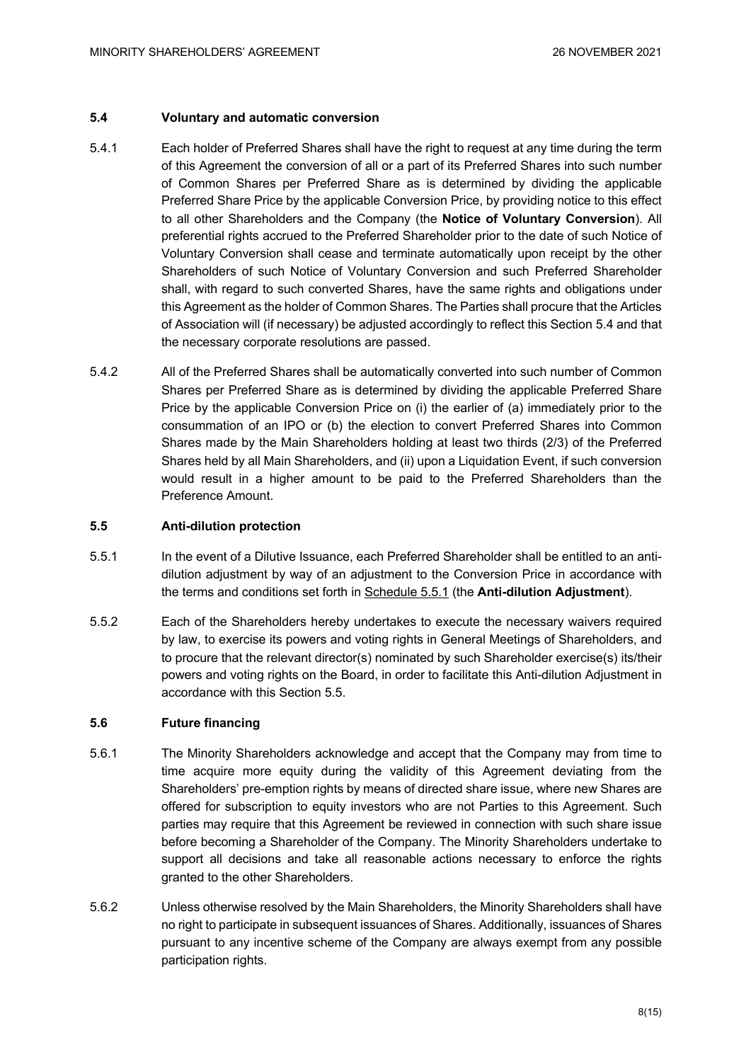### 5.4 Voluntary and automatic conversion

5.4.1 Each holder of Preferred Shares shall have the right to request at any time during the term of this Agreement the conversion of all or a part of its Preferred Shares into such number of Common Shares per Preferred Share as is determined by dividing the applicable Preferred Share Price by the applicable Conversion Price, by providing notice to this effect to all other Shareholders and the Company (the **Notice of Voluntary Conversion**). All preferential rights accrued to the Preferred Shareholder prior to the date of such Notice of Voluntary Conversion shall cease and terminate automatically upon receipt by the other Shareholders of such Notice of Voluntary Conversion and such Preferred Shareholder shall, with regard to such converted Shares, have the same rights and obligations under this Agreement as the holder of Common Shares. The Parties shall procure that the Articles of Association will (if necessary) be adjusted accordingly to reflect this Section 5.4 and that the necessary corporate resolutions are passed.

5.4.2 All of the Preferred Shares shall be automatically converted into such number of Common Shares per Preferred Share as is determined by dividing the applicable Preferred Share Price by the applicable Conversion Price on (i) the earlier of (a) immediately prior to the consummation of an IPO or (b) the election to convert Preferred Shares into Common Shares made by the Main Shareholders holding at least two thirds (2/3) of the Preferred Shares held by all Main Shareholders, and (ii) upon a Liquidation Event, if such conversion would result in a higher amount to be paid to the Preferred Shareholders than the Preference Amount.

### 5.5 Anti-dilution protection

5.5.1 In the event of a Dilutive Issuance, each Preferred Shareholder shall be entitled to an anti-dilution adjustment by way of an adjustment to the Conversion Price in accordance with the terms and conditions set forth in Schedule 5.5.1 (the **Anti-dilution Adjustment**).

5.5.2 Each of the Shareholders hereby undertakes to execute the necessary waivers required by law, to exercise its powers and voting rights in General Meetings of Shareholders, and to procure that the relevant director(s) nominated by such Shareholder exercise(s) its/their powers and voting rights on the Board, in order to facilitate this Anti-dilution Adjustment in accordance with this Section 5.5.

### 5.6 Future financing

5.6.1 The Minority Shareholders acknowledge and accept that the Company may from time to time acquire more equity during the validity of this Agreement deviating from the Shareholders' pre-emption rights by means of directed share issue, where new Shares are offered for subscription to equity investors who are not Parties to this Agreement. Such parties may require that this Agreement be reviewed in connection with such share issue before becoming a Shareholder of the Company. The Minority Shareholders undertake to support all decisions and take all reasonable actions necessary to enforce the rights granted to the other Shareholders.

5.6.2 Unless otherwise resolved by the Main Shareholders, the Minority Shareholders shall have no right to participate in subsequent issuances of Shares. Additionally, issuances of Shares pursuant to any incentive scheme of the Company are always exempt from any possible participation rights.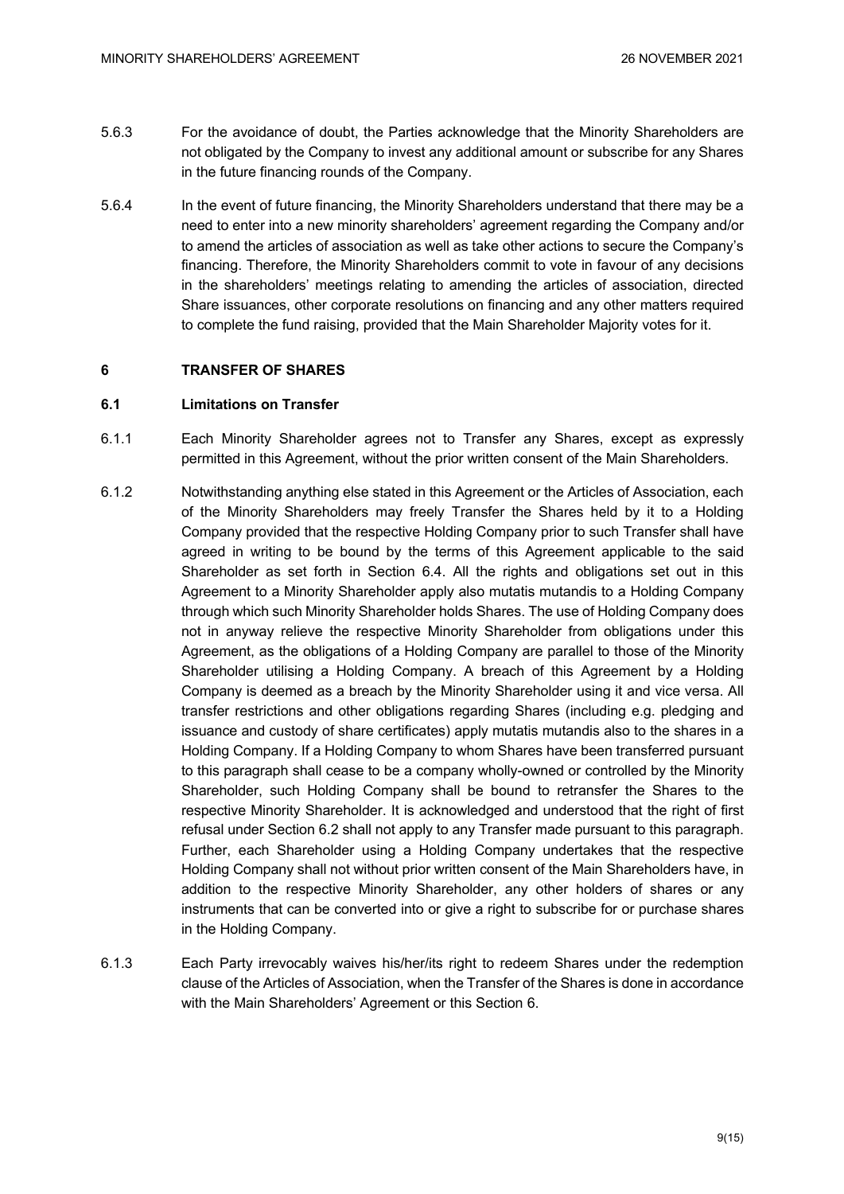5.6.3 For the avoidance of doubt, the Parties acknowledge that the Minority Shareholders are not obligated by the Company to invest any additional amount or subscribe for any Shares in the future financing rounds of the Company.

5.6.4 In the event of future financing, the Minority Shareholders understand that there may be a need to enter into a new minority shareholders' agreement regarding the Company and/or to amend the articles of association as well as take other actions to secure the Company's financing. Therefore, the Minority Shareholders commit to vote in favour of any decisions in the shareholders' meetings relating to amending the articles of association, directed Share issuances, other corporate resolutions on financing and any other matters required to complete the fund raising, provided that the Main Shareholder Majority votes for it.

## 6 TRANSFER OF SHARES

### 6.1 Limitations on Transfer

6.1.1 Each Minority Shareholder agrees not to Transfer any Shares, except as expressly permitted in this Agreement, without the prior written consent of the Main Shareholders.

6.1.2 Notwithstanding anything else stated in this Agreement or the Articles of Association, each of the Minority Shareholders may freely Transfer the Shares held by it to a Holding Company provided that the respective Holding Company prior to such Transfer shall have agreed in writing to be bound by the terms of this Agreement applicable to the said Shareholder as set forth in Section 6.4. All the rights and obligations set out in this Agreement to a Minority Shareholder apply also mutatis mutandis to a Holding Company through which such Minority Shareholder holds Shares. The use of Holding Company does not in anyway relieve the respective Minority Shareholder from obligations under this Agreement, as the obligations of a Holding Company are parallel to those of the Minority Shareholder utilising a Holding Company. A breach of this Agreement by a Holding Company is deemed as a breach by the Minority Shareholder using it and vice versa. All transfer restrictions and other obligations regarding Shares (including e.g. pledging and issuance and custody of share certificates) apply mutatis mutandis also to the shares in a Holding Company. If a Holding Company to whom Shares have been transferred pursuant to this paragraph shall cease to be a company wholly-owned or controlled by the Minority Shareholder, such Holding Company shall be bound to retransfer the Shares to the respective Minority Shareholder. It is acknowledged and understood that the right of first refusal under Section 6.2 shall not apply to any Transfer made pursuant to this paragraph. Further, each Shareholder using a Holding Company undertakes that the respective Holding Company shall not without prior written consent of the Main Shareholders have, in addition to the respective Minority Shareholder, any other holders of shares or any instruments that can be converted into or give a right to subscribe for or purchase shares in the Holding Company.

6.1.3 Each Party irrevocably waives his/her/its right to redeem Shares under the redemption clause of the Articles of Association, when the Transfer of the Shares is done in accordance with the Main Shareholders' Agreement or this Section 6.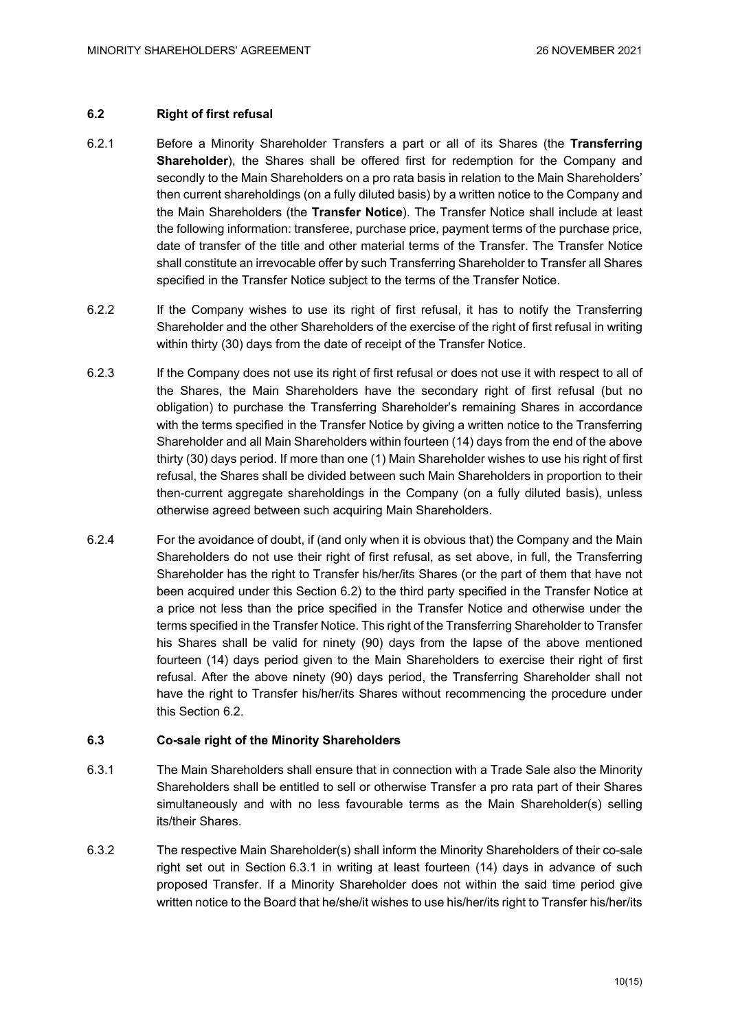### 6.2 Right of first refusal

6.2.1 Before a Minority Shareholder Transfers a part or all of its Shares (the **Transferring Shareholder**), the Shares shall be offered first for redemption for the Company and secondly to the Main Shareholders on a pro rata basis in relation to the Main Shareholders' then current shareholdings (on a fully diluted basis) by a written notice to the Company and the Main Shareholders (the **Transfer Notice**). The Transfer Notice shall include at least the following information: transferee, purchase price, payment terms of the purchase price, date of transfer of the title and other material terms of the Transfer. The Transfer Notice shall constitute an irrevocable offer by such Transferring Shareholder to Transfer all Shares specified in the Transfer Notice subject to the terms of the Transfer Notice.

6.2.2 If the Company wishes to use its right of first refusal, it has to notify the Transferring Shareholder and the other Shareholders of the exercise of the right of first refusal in writing within thirty (30) days from the date of receipt of the Transfer Notice.

6.2.3 If the Company does not use its right of first refusal or does not use it with respect to all of the Shares, the Main Shareholders have the secondary right of first refusal (but no obligation) to purchase the Transferring Shareholder's remaining Shares in accordance with the terms specified in the Transfer Notice by giving a written notice to the Transferring Shareholder and all Main Shareholders within fourteen (14) days from the end of the above thirty (30) days period. If more than one (1) Main Shareholder wishes to use his right of first refusal, the Shares shall be divided between such Main Shareholders in proportion to their then-current aggregate shareholdings in the Company (on a fully diluted basis), unless otherwise agreed between such acquiring Main Shareholders.

6.2.4 For the avoidance of doubt, if (and only when it is obvious that) the Company and the Main Shareholders do not use their right of first refusal, as set above, in full, the Transferring Shareholder has the right to Transfer his/her/its Shares (or the part of them that have not been acquired under this Section 6.2) to the third party specified in the Transfer Notice at a price not less than the price specified in the Transfer Notice and otherwise under the terms specified in the Transfer Notice. This right of the Transferring Shareholder to Transfer his Shares shall be valid for ninety (90) days from the lapse of the above mentioned fourteen (14) days period given to the Main Shareholders to exercise their right of first refusal. After the above ninety (90) days period, the Transferring Shareholder shall not have the right to Transfer his/her/its Shares without recommencing the procedure under this Section 6.2.

### 6.3 Co-sale right of the Minority Shareholders

6.3.1 The Main Shareholders shall ensure that in connection with a Trade Sale also the Minority Shareholders shall be entitled to sell or otherwise Transfer a pro rata part of their Shares simultaneously and with no less favourable terms as the Main Shareholder(s) selling its/their Shares.

6.3.2 The respective Main Shareholder(s) shall inform the Minority Shareholders of their co-sale right set out in Section 6.3.1 in writing at least fourteen (14) days in advance of such proposed Transfer. If a Minority Shareholder does not within the said time period give written notice to the Board that he/she/it wishes to use his/her/its right to Transfer his/her/its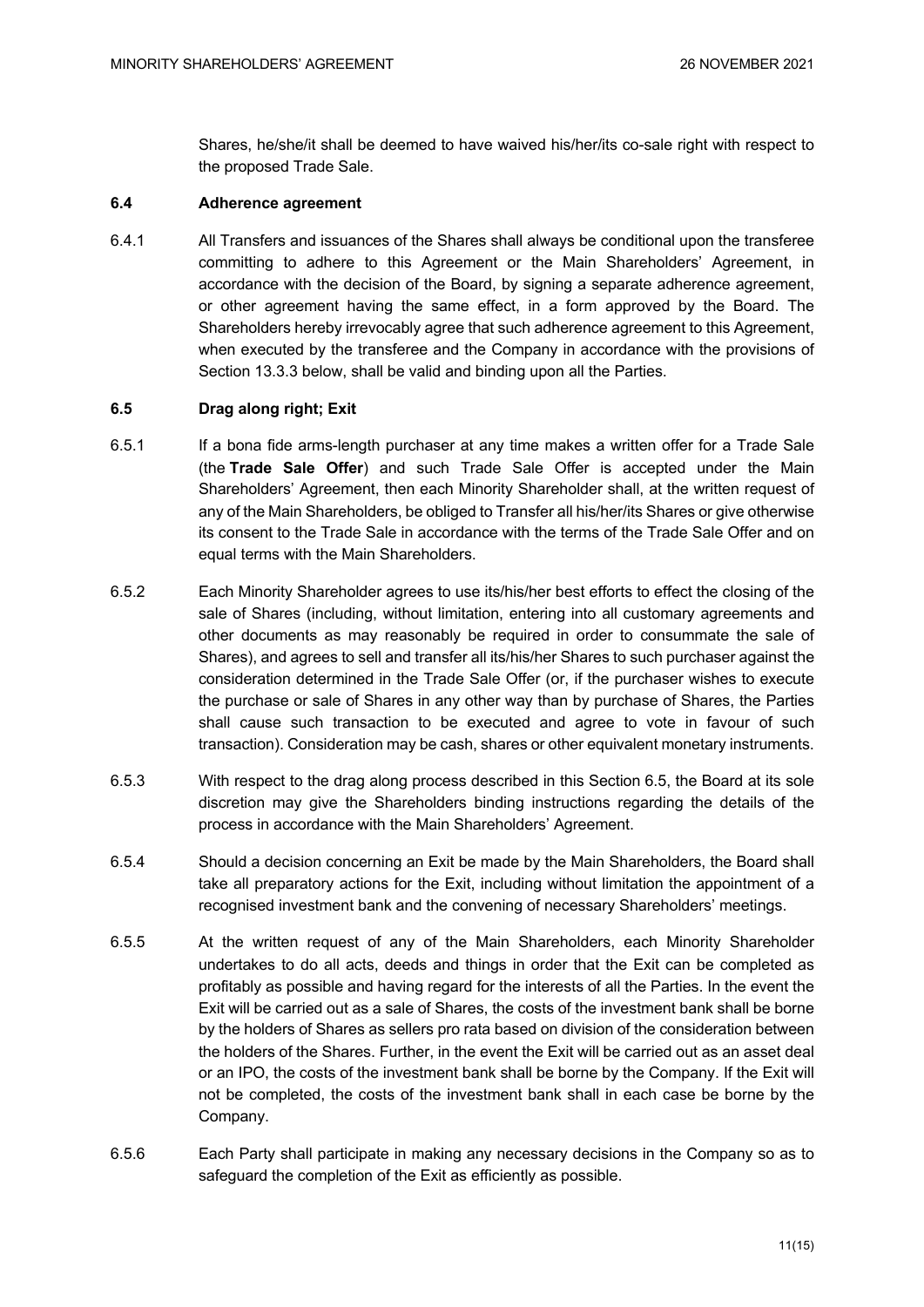Shares, he/she/it shall be deemed to have waived his/her/its co-sale right with respect to the proposed Trade Sale.

### 6.4 Adherence agreement

6.4.1 All Transfers and issuances of the Shares shall always be conditional upon the transferee committing to adhere to this Agreement or the Main Shareholders' Agreement, in accordance with the decision of the Board, by signing a separate adherence agreement, or other agreement having the same effect, in a form approved by the Board. The Shareholders hereby irrevocably agree that such adherence agreement to this Agreement, when executed by the transferee and the Company in accordance with the provisions of Section 13.3.3 below, shall be valid and binding upon all the Parties.

### 6.5 Drag along right; Exit

6.5.1 If a bona fide arms-length purchaser at any time makes a written offer for a Trade Sale (the **Trade Sale Offer**) and such Trade Sale Offer is accepted under the Main Shareholders' Agreement, then each Minority Shareholder shall, at the written request of any of the Main Shareholders, be obliged to Transfer all his/her/its Shares or give otherwise its consent to the Trade Sale in accordance with the terms of the Trade Sale Offer and on equal terms with the Main Shareholders.

6.5.2 Each Minority Shareholder agrees to use its/his/her best efforts to effect the closing of the sale of Shares (including, without limitation, entering into all customary agreements and other documents as may reasonably be required in order to consummate the sale of Shares), and agrees to sell and transfer all its/his/her Shares to such purchaser against the consideration determined in the Trade Sale Offer (or, if the purchaser wishes to execute the purchase or sale of Shares in any other way than by purchase of Shares, the Parties shall cause such transaction to be executed and agree to vote in favour of such transaction). Consideration may be cash, shares or other equivalent monetary instruments.

6.5.3 With respect to the drag along process described in this Section 6.5, the Board at its sole discretion may give the Shareholders binding instructions regarding the details of the process in accordance with the Main Shareholders' Agreement.

6.5.4 Should a decision concerning an Exit be made by the Main Shareholders, the Board shall take all preparatory actions for the Exit, including without limitation the appointment of a recognised investment bank and the convening of necessary Shareholders' meetings.

6.5.5 At the written request of any of the Main Shareholders, each Minority Shareholder undertakes to do all acts, deeds and things in order that the Exit can be completed as profitably as possible and having regard for the interests of all the Parties. In the event the Exit will be carried out as a sale of Shares, the costs of the investment bank shall be borne by the holders of Shares as sellers pro rata based on division of the consideration between the holders of the Shares. Further, in the event the Exit will be carried out as an asset deal or an IPO, the costs of the investment bank shall be borne by the Company. If the Exit will not be completed, the costs of the investment bank shall in each case be borne by the Company.

6.5.6 Each Party shall participate in making any necessary decisions in the Company so as to safeguard the completion of the Exit as efficiently as possible.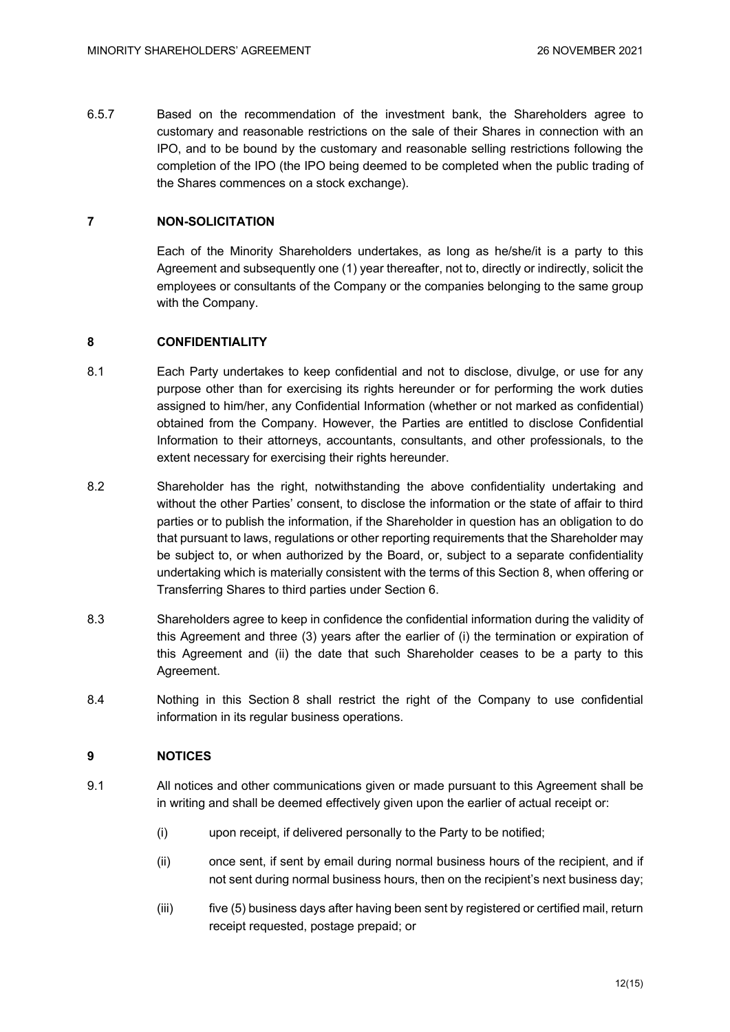6.5.7 Based on the recommendation of the investment bank, the Shareholders agree to customary and reasonable restrictions on the sale of their Shares in connection with an IPO, and to be bound by the customary and reasonable selling restrictions following the completion of the IPO (the IPO being deemed to be completed when the public trading of the Shares commences on a stock exchange).

## 7 NON-SOLICITATION

Each of the Minority Shareholders undertakes, as long as he/she/it is a party to this Agreement and subsequently one (1) year thereafter, not to, directly or indirectly, solicit the employees or consultants of the Company or the companies belonging to the same group with the Company.

## 8 CONFIDENTIALITY

8.1 Each Party undertakes to keep confidential and not to disclose, divulge, or use for any purpose other than for exercising its rights hereunder or for performing the work duties assigned to him/her, any Confidential Information (whether or not marked as confidential) obtained from the Company. However, the Parties are entitled to disclose Confidential Information to their attorneys, accountants, consultants, and other professionals, to the extent necessary for exercising their rights hereunder.

8.2 Shareholder has the right, notwithstanding the above confidentiality undertaking and without the other Parties' consent, to disclose the information or the state of affair to third parties or to publish the information, if the Shareholder in question has an obligation to do that pursuant to laws, regulations or other reporting requirements that the Shareholder may be subject to, or when authorized by the Board, or, subject to a separate confidentiality undertaking which is materially consistent with the terms of this Section 8, when offering or Transferring Shares to third parties under Section 6.

8.3 Shareholders agree to keep in confidence the confidential information during the validity of this Agreement and three (3) years after the earlier of (i) the termination or expiration of this Agreement and (ii) the date that such Shareholder ceases to be a party to this Agreement.

8.4 Nothing in this Section 8 shall restrict the right of the Company to use confidential information in its regular business operations.

## 9 NOTICES

9.1 All notices and other communications given or made pursuant to this Agreement shall be in writing and shall be deemed effectively given upon the earlier of actual receipt or:

(i) upon receipt, if delivered personally to the Party to be notified;

(ii) once sent, if sent by email during normal business hours of the recipient, and if not sent during normal business hours, then on the recipient's next business day;

(iii) five (5) business days after having been sent by registered or certified mail, return receipt requested, postage prepaid; or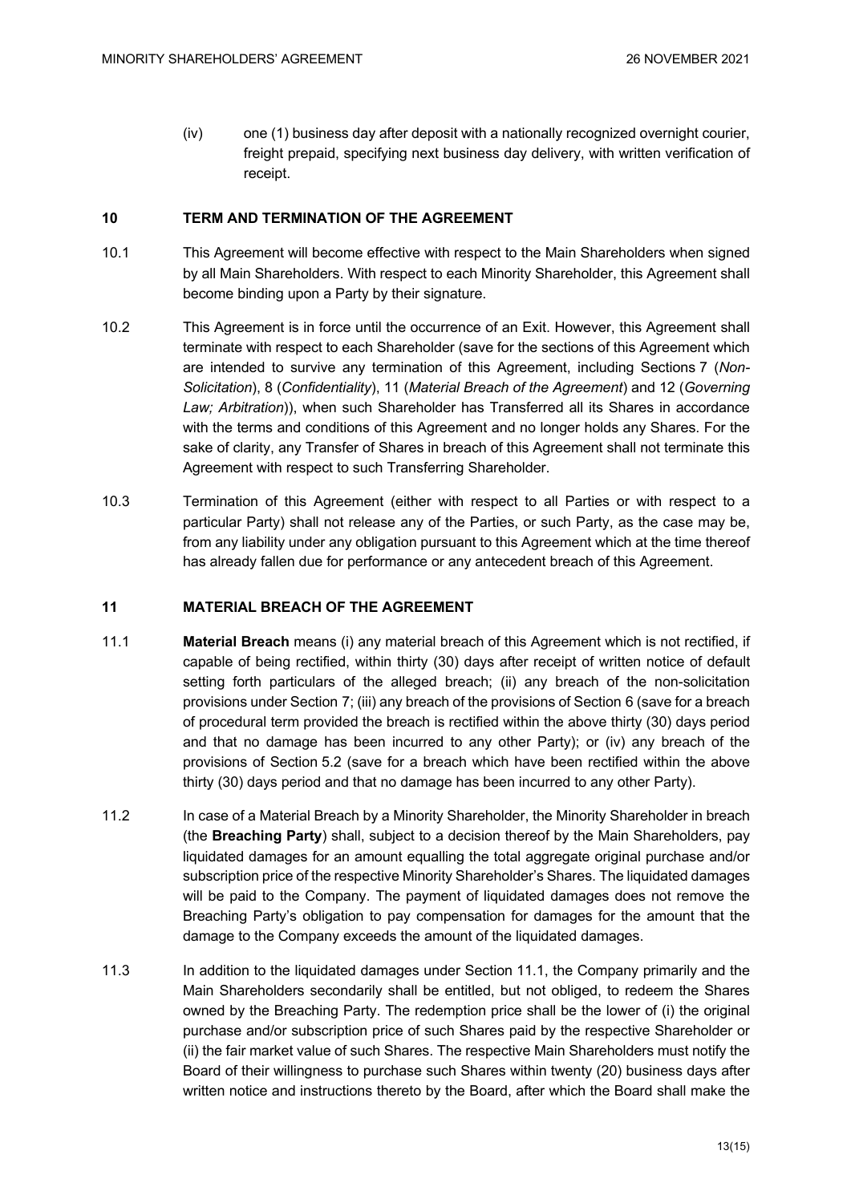(iv) one (1) business day after deposit with a nationally recognized overnight courier, freight prepaid, specifying next business day delivery, with written verification of receipt.

## 10 TERM AND TERMINATION OF THE AGREEMENT

10.1 This Agreement will become effective with respect to the Main Shareholders when signed by all Main Shareholders. With respect to each Minority Shareholder, this Agreement shall become binding upon a Party by their signature.

10.2 This Agreement is in force until the occurrence of an Exit. However, this Agreement shall terminate with respect to each Shareholder (save for the sections of this Agreement which are intended to survive any termination of this Agreement, including Sections 7 (*Non-Solicitation*), 8 (*Confidentiality*), 11 (*Material Breach of the Agreement*) and 12 (*Governing Law; Arbitration*)), when such Shareholder has Transferred all its Shares in accordance with the terms and conditions of this Agreement and no longer holds any Shares. For the sake of clarity, any Transfer of Shares in breach of this Agreement shall not terminate this Agreement with respect to such Transferring Shareholder.

10.3 Termination of this Agreement (either with respect to all Parties or with respect to a particular Party) shall not release any of the Parties, or such Party, as the case may be, from any liability under any obligation pursuant to this Agreement which at the time thereof has already fallen due for performance or any antecedent breach of this Agreement.

## 11 MATERIAL BREACH OF THE AGREEMENT

11.1 **Material Breach** means (i) any material breach of this Agreement which is not rectified, if capable of being rectified, within thirty (30) days after receipt of written notice of default setting forth particulars of the alleged breach; (ii) any breach of the non-solicitation provisions under Section 7; (iii) any breach of the provisions of Section 6 (save for a breach of procedural term provided the breach is rectified within the above thirty (30) days period and that no damage has been incurred to any other Party); or (iv) any breach of the provisions of Section 5.2 (save for a breach which have been rectified within the above thirty (30) days period and that no damage has been incurred to any other Party).

11.2 In case of a Material Breach by a Minority Shareholder, the Minority Shareholder in breach (the **Breaching Party**) shall, subject to a decision thereof by the Main Shareholders, pay liquidated damages for an amount equalling the total aggregate original purchase and/or subscription price of the respective Minority Shareholder's Shares. The liquidated damages will be paid to the Company. The payment of liquidated damages does not remove the Breaching Party's obligation to pay compensation for damages for the amount that the damage to the Company exceeds the amount of the liquidated damages.

11.3 In addition to the liquidated damages under Section 11.1, the Company primarily and the Main Shareholders secondarily shall be entitled, but not obliged, to redeem the Shares owned by the Breaching Party. The redemption price shall be the lower of (i) the original purchase and/or subscription price of such Shares paid by the respective Shareholder or (ii) the fair market value of such Shares. The respective Main Shareholders must notify the Board of their willingness to purchase such Shares within twenty (20) business days after written notice and instructions thereto by the Board, after which the Board shall make the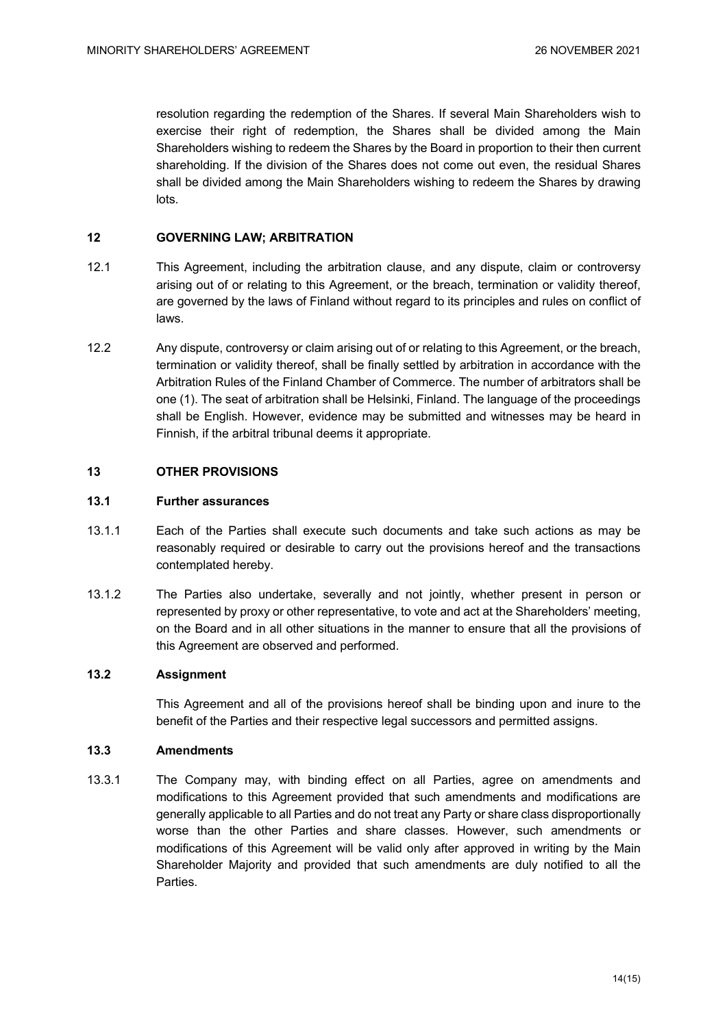resolution regarding the redemption of the Shares. If several Main Shareholders wish to exercise their right of redemption, the Shares shall be divided among the Main Shareholders wishing to redeem the Shares by the Board in proportion to their then current shareholding. If the division of the Shares does not come out even, the residual Shares shall be divided among the Main Shareholders wishing to redeem the Shares by drawing lots.

## 12 GOVERNING LAW; ARBITRATION

12.1 This Agreement, including the arbitration clause, and any dispute, claim or controversy arising out of or relating to this Agreement, or the breach, termination or validity thereof, are governed by the laws of Finland without regard to its principles and rules on conflict of laws.

12.2 Any dispute, controversy or claim arising out of or relating to this Agreement, or the breach, termination or validity thereof, shall be finally settled by arbitration in accordance with the Arbitration Rules of the Finland Chamber of Commerce. The number of arbitrators shall be one (1). The seat of arbitration shall be Helsinki, Finland. The language of the proceedings shall be English. However, evidence may be submitted and witnesses may be heard in Finnish, if the arbitral tribunal deems it appropriate.

## 13 OTHER PROVISIONS

### 13.1 Further assurances

13.1.1 Each of the Parties shall execute such documents and take such actions as may be reasonably required or desirable to carry out the provisions hereof and the transactions contemplated hereby.

13.1.2 The Parties also undertake, severally and not jointly, whether present in person or represented by proxy or other representative, to vote and act at the Shareholders' meeting, on the Board and in all other situations in the manner to ensure that all the provisions of this Agreement are observed and performed.

### 13.2 Assignment

This Agreement and all of the provisions hereof shall be binding upon and inure to the benefit of the Parties and their respective legal successors and permitted assigns.

### 13.3 Amendments

13.3.1 The Company may, with binding effect on all Parties, agree on amendments and modifications to this Agreement provided that such amendments and modifications are generally applicable to all Parties and do not treat any Party or share class disproportionally worse than the other Parties and share classes. However, such amendments or modifications of this Agreement will be valid only after approved in writing by the Main Shareholder Majority and provided that such amendments are duly notified to all the Parties.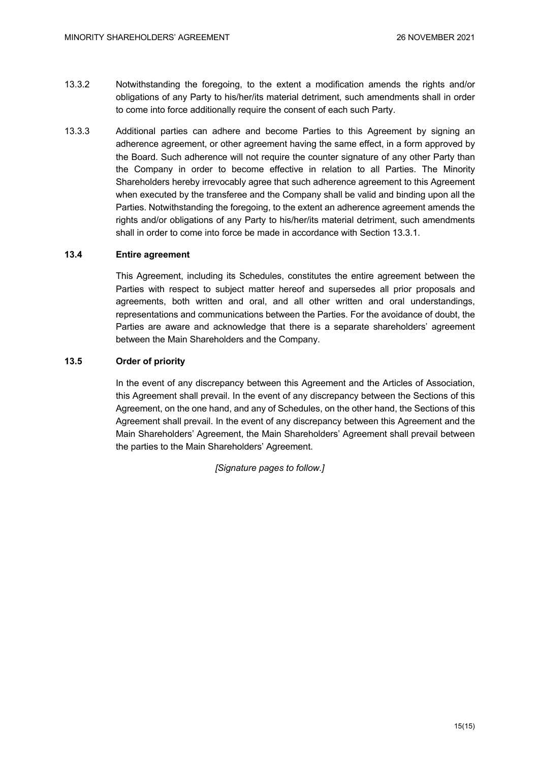13.3.2 Notwithstanding the foregoing, to the extent a modification amends the rights and/or obligations of any Party to his/her/its material detriment, such amendments shall in order to come into force additionally require the consent of each such Party.

13.3.3 Additional parties can adhere and become Parties to this Agreement by signing an adherence agreement, or other agreement having the same effect, in a form approved by the Board. Such adherence will not require the counter signature of any other Party than the Company in order to become effective in relation to all Parties. The Minority Shareholders hereby irrevocably agree that such adherence agreement to this Agreement when executed by the transferee and the Company shall be valid and binding upon all the Parties. Notwithstanding the foregoing, to the extent an adherence agreement amends the rights and/or obligations of any Party to his/her/its material detriment, such amendments shall in order to come into force be made in accordance with Section 13.3.1.

### 13.4 Entire agreement

This Agreement, including its Schedules, constitutes the entire agreement between the Parties with respect to subject matter hereof and supersedes all prior proposals and agreements, both written and oral, and all other written and oral understandings, representations and communications between the Parties. For the avoidance of doubt, the Parties are aware and acknowledge that there is a separate shareholders' agreement between the Main Shareholders and the Company.

### 13.5 Order of priority

In the event of any discrepancy between this Agreement and the Articles of Association, this Agreement shall prevail. In the event of any discrepancy between the Sections of this Agreement, on the one hand, and any of Schedules, on the other hand, the Sections of this Agreement shall prevail. In the event of any discrepancy between this Agreement and the Main Shareholders' Agreement, the Main Shareholders' Agreement shall prevail between the parties to the Main Shareholders' Agreement.

*[Signature pages to follow.]*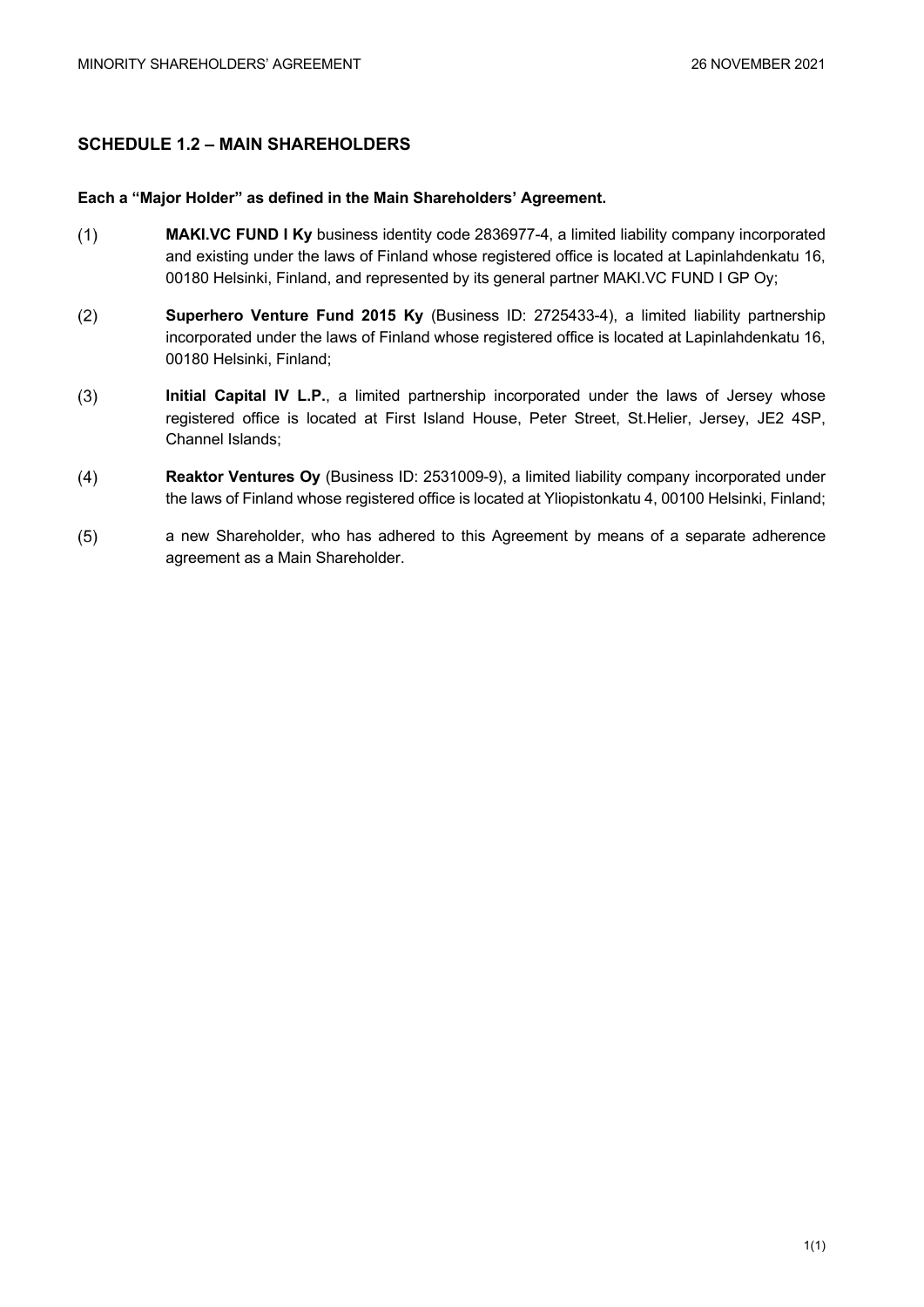## SCHEDULE 1.2 – MAIN SHAREHOLDERS

**Each a "Major Holder" as defined in the Main Shareholders' Agreement.**

(1) **MAKI.VC FUND I Ky** business identity code 2836977-4, a limited liability company incorporated and existing under the laws of Finland whose registered office is located at Lapinlahdenkatu 16, 00180 Helsinki, Finland, and represented by its general partner MAKI.VC FUND I GP Oy;

(2) **Superhero Venture Fund 2015 Ky** (Business ID: 2725433-4), a limited liability partnership incorporated under the laws of Finland whose registered office is located at Lapinlahdenkatu 16, 00180 Helsinki, Finland;

(3) **Initial Capital IV L.P.**, a limited partnership incorporated under the laws of Jersey whose registered office is located at First Island House, Peter Street, St.Helier, Jersey, JE2 4SP, Channel Islands;

(4) **Reaktor Ventures Oy** (Business ID: 2531009-9), a limited liability company incorporated under the laws of Finland whose registered office is located at Yliopistonkatu 4, 00100 Helsinki, Finland;

(5) a new Shareholder, who has adhered to this Agreement by means of a separate adherence agreement as a Main Shareholder.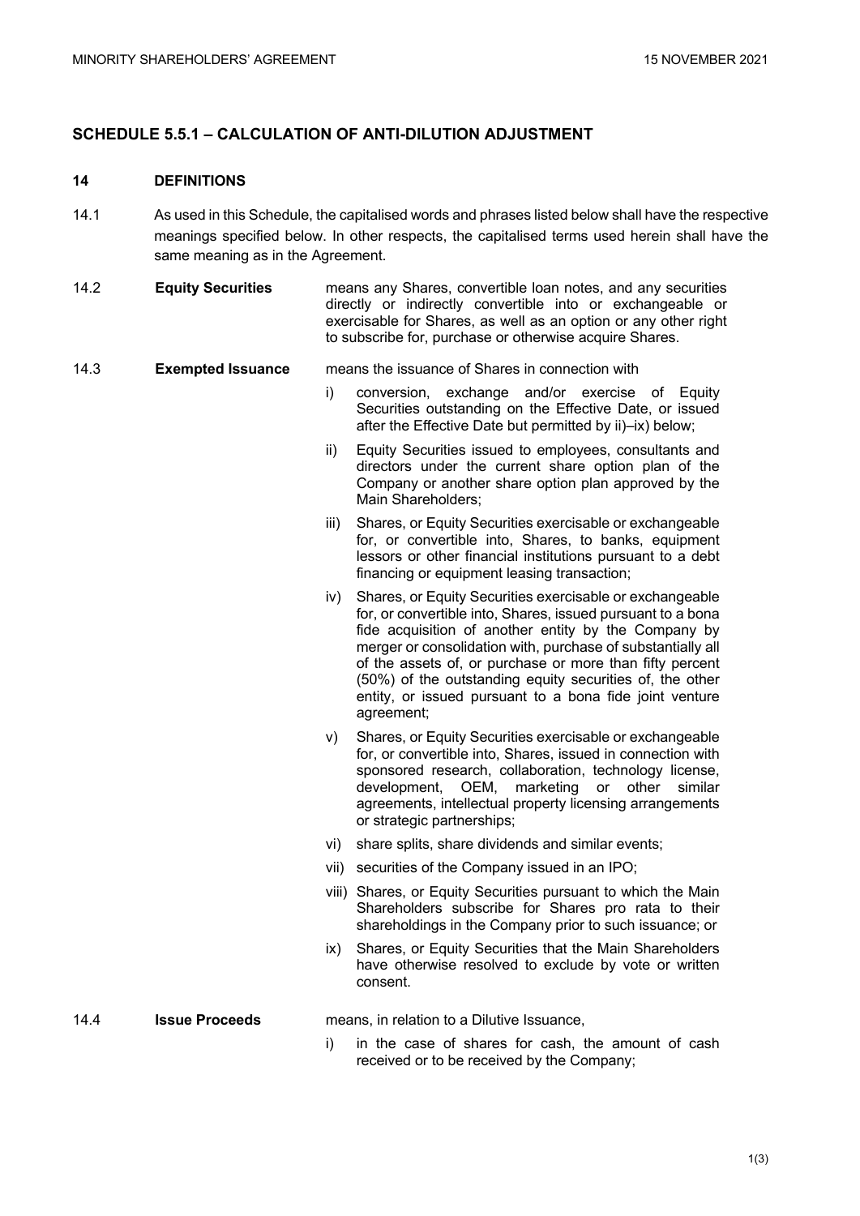## SCHEDULE 5.5.1 – CALCULATION OF ANTI-DILUTION ADJUSTMENT

### 14 DEFINITIONS

14.1 As used in this Schedule, the capitalised words and phrases listed below shall have the respective meanings specified below. In other respects, the capitalised terms used herein shall have the same meaning as in the Agreement.

14.2 **Equity Securities** means any Shares, convertible loan notes, and any securities directly or indirectly convertible into or exchangeable or exercisable for Shares, as well as an option or any other right to subscribe for, purchase or otherwise acquire Shares.

14.3 **Exempted Issuance** means the issuance of Shares in connection with

i) conversion, exchange and/or exercise of Equity Securities outstanding on the Effective Date, or issued after the Effective Date but permitted by ii)–ix) below;

ii) Equity Securities issued to employees, consultants and directors under the current share option plan of the Company or another share option plan approved by the Main Shareholders;

iii) Shares, or Equity Securities exercisable or exchangeable for, or convertible into, Shares, to banks, equipment lessors or other financial institutions pursuant to a debt financing or equipment leasing transaction;

iv) Shares, or Equity Securities exercisable or exchangeable for, or convertible into, Shares, issued pursuant to a bona fide acquisition of another entity by the Company by merger or consolidation with, purchase of substantially all of the assets of, or purchase or more than fifty percent (50%) of the outstanding equity securities of, the other entity, or issued pursuant to a bona fide joint venture agreement;

v) Shares, or Equity Securities exercisable or exchangeable for, or convertible into, Shares, issued in connection with sponsored research, collaboration, technology license, development, OEM, marketing or other similar agreements, intellectual property licensing arrangements or strategic partnerships;

vi) share splits, share dividends and similar events;

vii) securities of the Company issued in an IPO;

viii) Shares, or Equity Securities pursuant to which the Main Shareholders subscribe for Shares pro rata to their shareholdings in the Company prior to such issuance; or

ix) Shares, or Equity Securities that the Main Shareholders have otherwise resolved to exclude by vote or written consent.

14.4 **Issue Proceeds** means, in relation to a Dilutive Issuance,

i) in the case of shares for cash, the amount of cash received or to be received by the Company;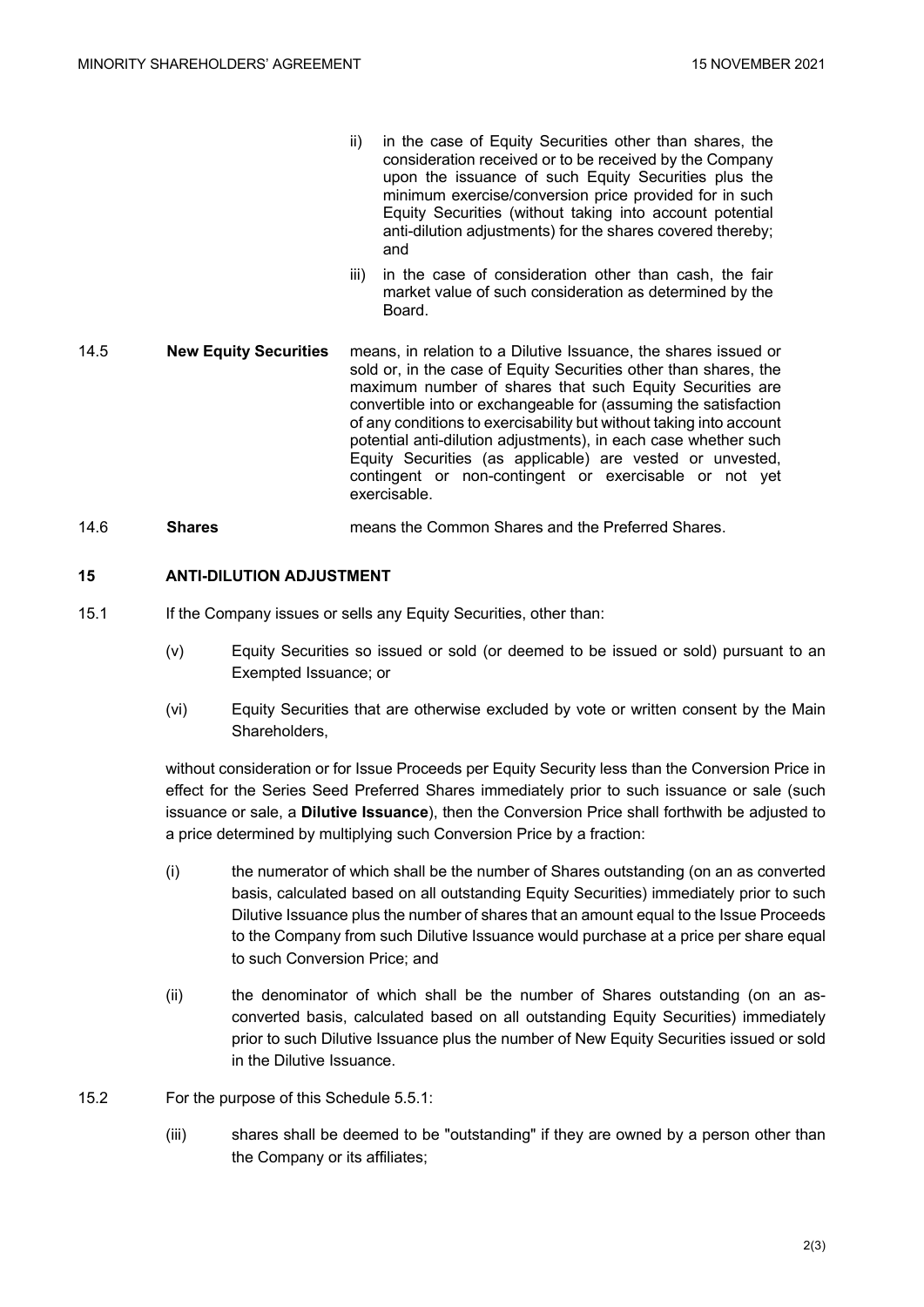ii) in the case of Equity Securities other than shares, the consideration received or to be received by the Company upon the issuance of such Equity Securities plus the minimum exercise/conversion price provided for in such Equity Securities (without taking into account potential anti-dilution adjustments) for the shares covered thereby; and

iii) in the case of consideration other than cash, the fair market value of such consideration as determined by the Board.

14.5 **New Equity Securities** means, in relation to a Dilutive Issuance, the shares issued or sold or, in the case of Equity Securities other than shares, the maximum number of shares that such Equity Securities are convertible into or exchangeable for (assuming the satisfaction of any conditions to exercisability but without taking into account potential anti-dilution adjustments), in each case whether such Equity Securities (as applicable) are vested or unvested, contingent or non-contingent or exercisable or not yet exercisable.

14.6 **Shares** means the Common Shares and the Preferred Shares.

## 15 ANTI-DILUTION ADJUSTMENT

15.1 If the Company issues or sells any Equity Securities, other than:

(v) Equity Securities so issued or sold (or deemed to be issued or sold) pursuant to an Exempted Issuance; or

(vi) Equity Securities that are otherwise excluded by vote or written consent by the Main Shareholders,

without consideration or for Issue Proceeds per Equity Security less than the Conversion Price in effect for the Series Seed Preferred Shares immediately prior to such issuance or sale (such issuance or sale, a **Dilutive Issuance**), then the Conversion Price shall forthwith be adjusted to a price determined by multiplying such Conversion Price by a fraction:

(i) the numerator of which shall be the number of Shares outstanding (on an as converted basis, calculated based on all outstanding Equity Securities) immediately prior to such Dilutive Issuance plus the number of shares that an amount equal to the Issue Proceeds to the Company from such Dilutive Issuance would purchase at a price per share equal to such Conversion Price; and

(ii) the denominator of which shall be the number of Shares outstanding (on an as-converted basis, calculated based on all outstanding Equity Securities) immediately prior to such Dilutive Issuance plus the number of New Equity Securities issued or sold in the Dilutive Issuance.

15.2 For the purpose of this Schedule 5.5.1:

(iii) shares shall be deemed to be "outstanding" if they are owned by a person other than the Company or its affiliates;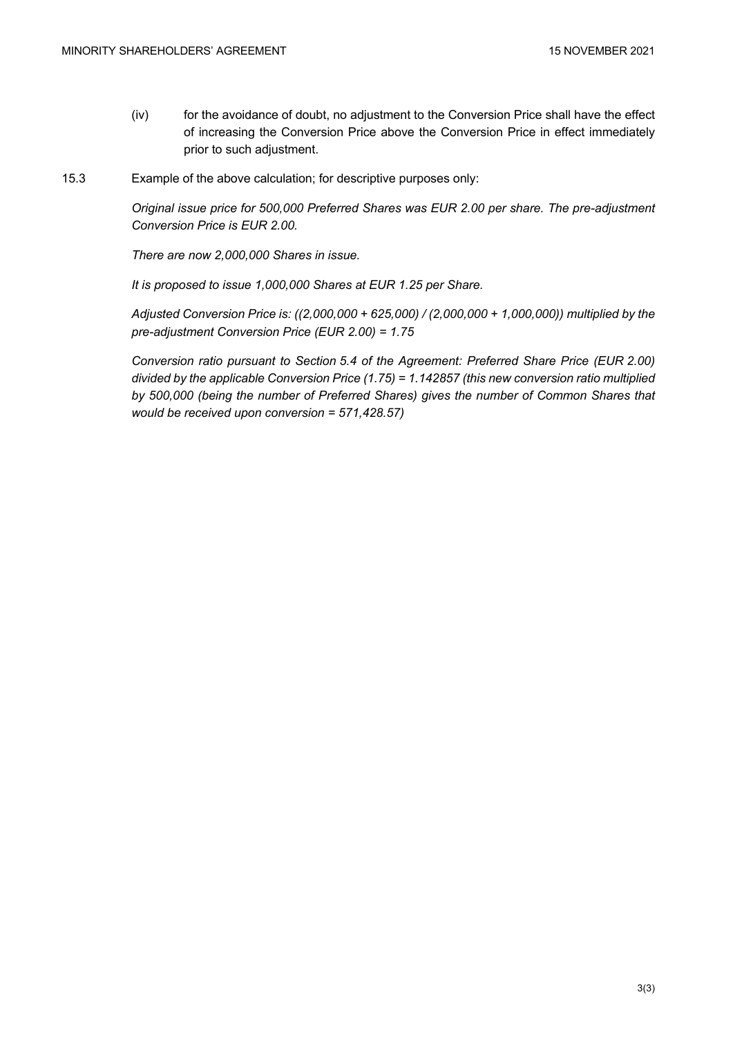(iv) for the avoidance of doubt, no adjustment to the Conversion Price shall have the effect of increasing the Conversion Price above the Conversion Price in effect immediately prior to such adjustment.

15.3 Example of the above calculation; for descriptive purposes only:

*Original issue price for 500,000 Preferred Shares was EUR 2.00 per share. The pre-adjustment Conversion Price is EUR 2.00.*

*There are now 2,000,000 Shares in issue.*

*It is proposed to issue 1,000,000 Shares at EUR 1.25 per Share.*

*Adjusted Conversion Price is: ((2,000,000 + 625,000) / (2,000,000 + 1,000,000)) multiplied by the pre-adjustment Conversion Price (EUR 2.00) = 1.75*

*Conversion ratio pursuant to Section 5.4 of the Agreement: Preferred Share Price (EUR 2.00) divided by the applicable Conversion Price (1.75) = 1.142857 (this new conversion ratio multiplied by 500,000 (being the number of Preferred Shares) gives the number of Common Shares that would be received upon conversion = 571,428.57)*